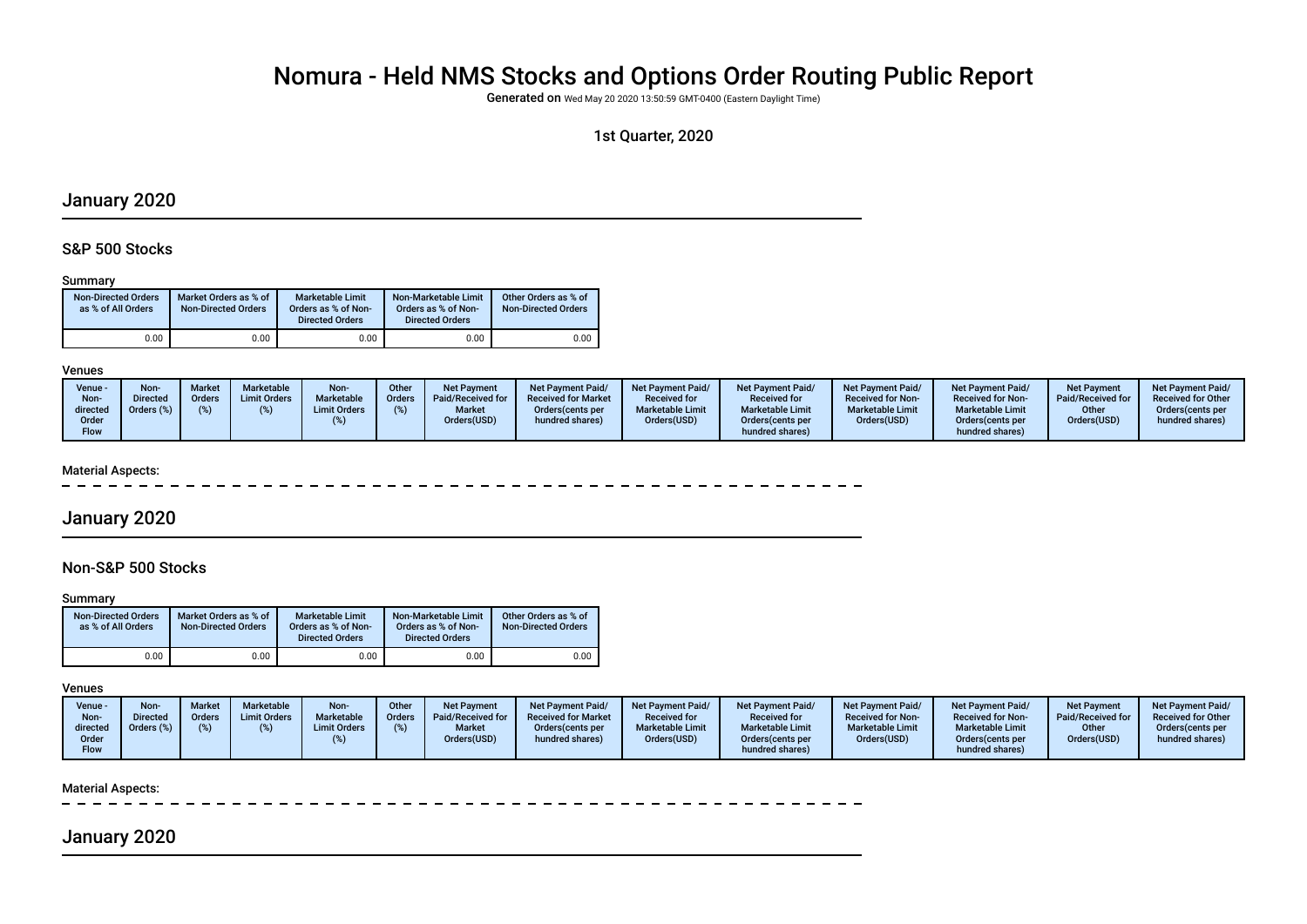# Nomura - Held NMS Stocks and Options Order Routing Public Report

**Generated on** Wed May 20 2020 13:50:59 GMT-0400 (Eastern Daylight Time)

1st Quarter, 2020

## January 2020

### S&P 500 Stocks

Summary

| Non-Directed Orders as % of All Orders | Market Orders as % of Non-Directed Orders | Marketable Limit Orders as % of Non-Directed Orders | Non-Marketable Limit Orders as % of Non-Directed Orders | Other Orders as % of Non-Directed Orders |
|---|---|---|---|---|
| 0.00 | 0.00 | 0.00 | 0.00 | 0.00 |

Venues

| Venue - Non-directed Order Flow | Non-Directed Orders (%) | Market Orders (%) | Marketable Limit Orders (%) | Non-Marketable Limit Orders (%) | Other Orders (%) | Net Payment Paid/Received for Market Orders(USD) | Net Payment Paid/ Received for Market Orders(cents per hundred shares) | Net Payment Paid/ Received for Marketable Limit Orders(USD) | Net Payment Paid/ Received for Marketable Limit Orders(cents per hundred shares) | Net Payment Paid/ Received for Non-Marketable Limit Orders(USD) | Net Payment Paid/ Received for Non-Marketable Limit Orders(cents per hundred shares) | Net Payment Paid/Received for Other Orders(USD) | Net Payment Paid/ Received for Other Orders(cents per hundred shares) |
|---|---|---|---|---|---|---|---|---|---|---|---|---|---|

Material Aspects:

## January 2020

### Non-S&P 500 Stocks

Summary

| Non-Directed Orders as % of All Orders | Market Orders as % of Non-Directed Orders | Marketable Limit Orders as % of Non-Directed Orders | Non-Marketable Limit Orders as % of Non-Directed Orders | Other Orders as % of Non-Directed Orders |
|---|---|---|---|---|
| 0.00 | 0.00 | 0.00 | 0.00 | 0.00 |

Venues

| Venue - Non-directed Order Flow | Non-Directed Orders (%) | Market Orders (%) | Marketable Limit Orders (%) | Non-Marketable Limit Orders (%) | Other Orders (%) | Net Payment Paid/Received for Market Orders(USD) | Net Payment Paid/ Received for Market Orders(cents per hundred shares) | Net Payment Paid/ Received for Marketable Limit Orders(USD) | Net Payment Paid/ Received for Marketable Limit Orders(cents per hundred shares) | Net Payment Paid/ Received for Non-Marketable Limit Orders(USD) | Net Payment Paid/ Received for Non-Marketable Limit Orders(cents per hundred shares) | Net Payment Paid/Received for Other Orders(USD) | Net Payment Paid/ Received for Other Orders(cents per hundred shares) |
|---|---|---|---|---|---|---|---|---|---|---|---|---|---|

Material Aspects:

## January 2020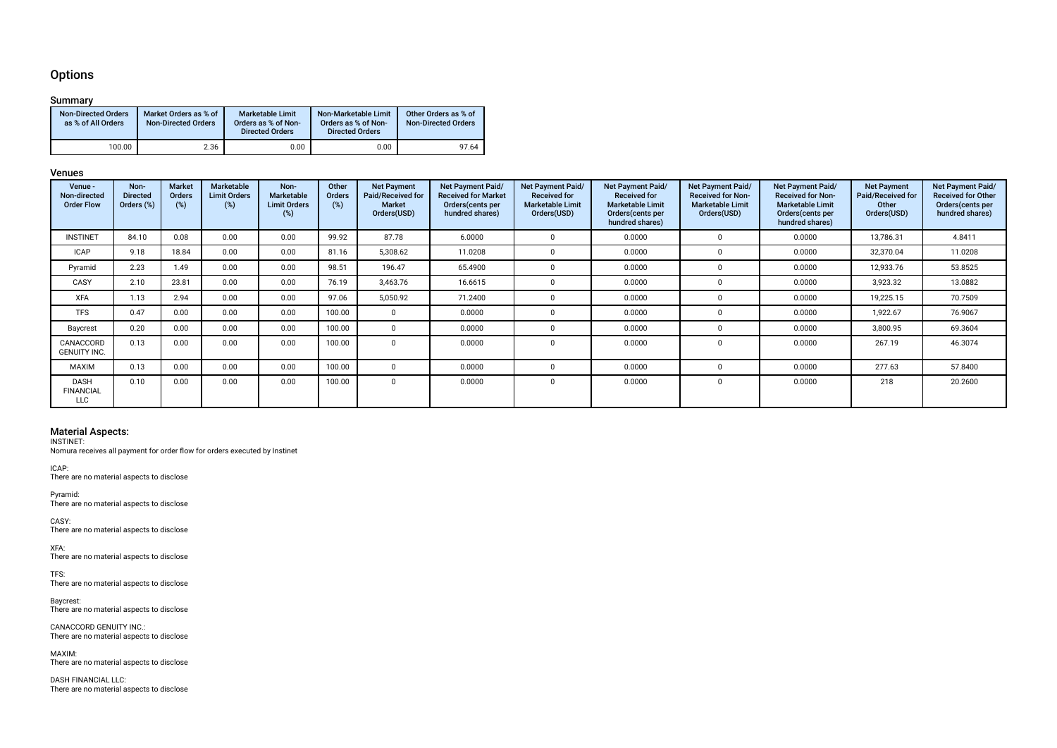# Options

## Summary

| Non-Directed Orders as % of All Orders | Market Orders as % of Non-Directed Orders | Marketable Limit Orders as % of Non-Directed Orders | Non-Marketable Limit Orders as % of Non-Directed Orders | Other Orders as % of Non-Directed Orders |
|---|---|---|---|---|
| 100.00 | 2.36 | 0.00 | 0.00 | 97.64 |

## Venues

| Venue - Non-directed Order Flow | Non-Directed Orders (%) | Market Orders (%) | Marketable Limit Orders (%) | Non-Marketable Limit Orders (%) | Other Orders (%) | Net Payment Paid/Received for Market Orders(USD) | Net Payment Paid/ Received for Market Orders(cents per hundred shares) | Net Payment Paid/ Received for Marketable Limit Orders(USD) | Net Payment Paid/ Received for Marketable Limit Orders(cents per hundred shares) | Net Payment Paid/ Received for Non-Marketable Limit Orders(USD) | Net Payment Paid/ Received for Non-Marketable Limit Orders(cents per hundred shares) | Net Payment Paid/Received for Other Orders(USD) | Net Payment Paid/ Received for Other Orders(cents per hundred shares) |
|---|---|---|---|---|---|---|---|---|---|---|---|---|---|
| INSTINET | 84.10 | 0.08 | 0.00 | 0.00 | 99.92 | 87.78 | 6.0000 | 0 | 0.0000 | 0 | 0.0000 | 13,786.31 | 4.8411 |
| ICAP | 9.18 | 18.84 | 0.00 | 0.00 | 81.16 | 5,308.62 | 11.0208 | 0 | 0.0000 | 0 | 0.0000 | 32,370.04 | 11.0208 |
| Pyramid | 2.23 | 1.49 | 0.00 | 0.00 | 98.51 | 196.47 | 65.4900 | 0 | 0.0000 | 0 | 0.0000 | 12,933.76 | 53.8525 |
| CASY | 2.10 | 23.81 | 0.00 | 0.00 | 76.19 | 3,463.76 | 16.6615 | 0 | 0.0000 | 0 | 0.0000 | 3,923.32 | 13.0882 |
| XFA | 1.13 | 2.94 | 0.00 | 0.00 | 97.06 | 5,050.92 | 71.2400 | 0 | 0.0000 | 0 | 0.0000 | 19,225.15 | 70.7509 |
| TFS | 0.47 | 0.00 | 0.00 | 0.00 | 100.00 | 0 | 0.0000 | 0 | 0.0000 | 0 | 0.0000 | 1,922.67 | 76.9067 |
| Baycrest | 0.20 | 0.00 | 0.00 | 0.00 | 100.00 | 0 | 0.0000 | 0 | 0.0000 | 0 | 0.0000 | 3,800.95 | 69.3604 |
| CANACCORD GENUITY INC. | 0.13 | 0.00 | 0.00 | 0.00 | 100.00 | 0 | 0.0000 | 0 | 0.0000 | 0 | 0.0000 | 267.19 | 46.3074 |
| MAXIM | 0.13 | 0.00 | 0.00 | 0.00 | 100.00 | 0 | 0.0000 | 0 | 0.0000 | 0 | 0.0000 | 277.63 | 57.8400 |
| DASH FINANCIAL LLC | 0.10 | 0.00 | 0.00 | 0.00 | 100.00 | 0 | 0.0000 | 0 | 0.0000 | 0 | 0.0000 | 218 | 20.2600 |

## Material Aspects:

INSTINET:
Nomura receives all payment for order flow for orders executed by Instinet

ICAP:
There are no material aspects to disclose

Pyramid:
There are no material aspects to disclose

CASY:
There are no material aspects to disclose

XFA:
There are no material aspects to disclose

TFS:
There are no material aspects to disclose

Baycrest:
There are no material aspects to disclose

CANACCORD GENUITY INC.:
There are no material aspects to disclose

MAXIM:
There are no material aspects to disclose

DASH FINANCIAL LLC:
There are no material aspects to disclose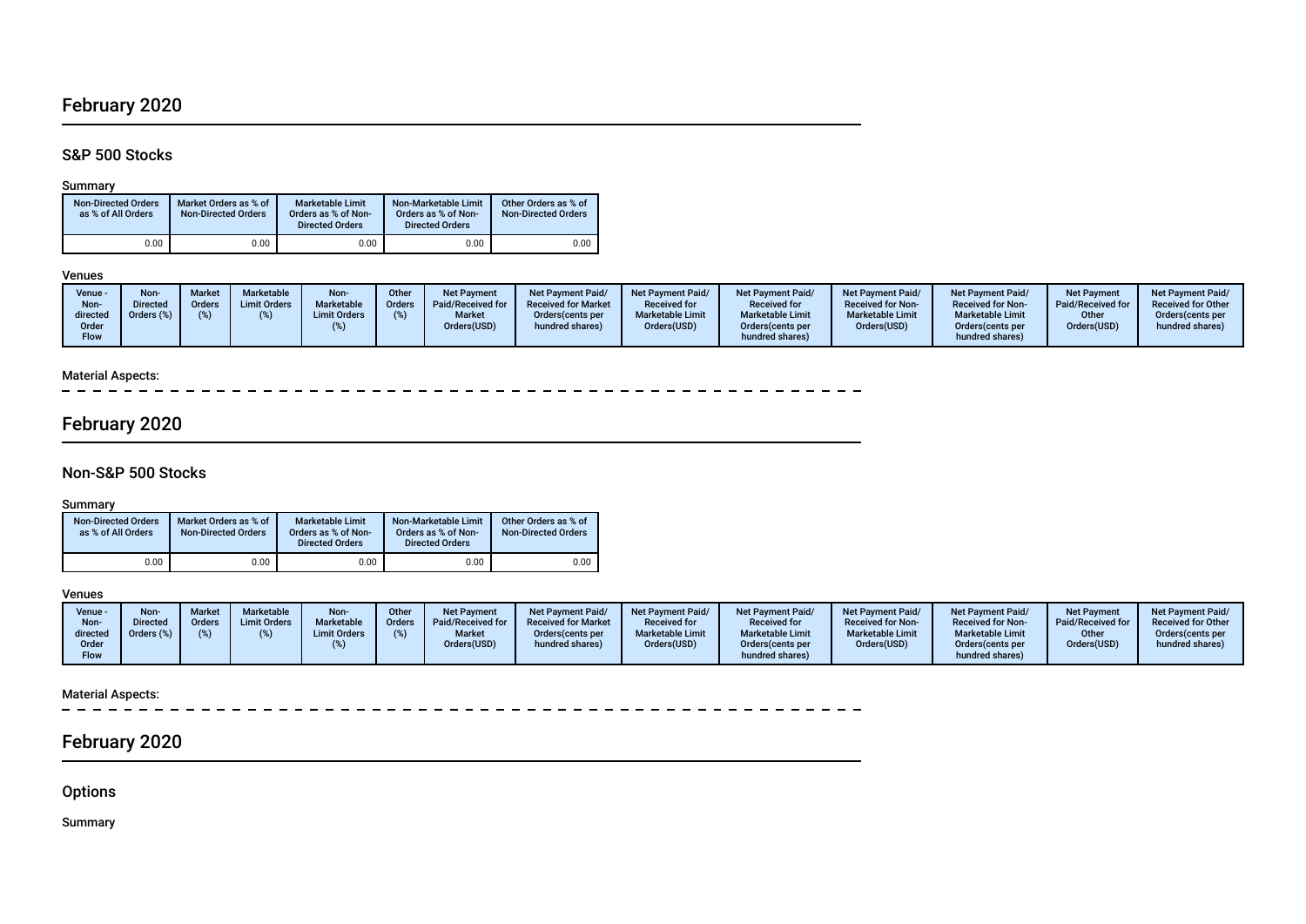## February 2020

### S&P 500 Stocks

Summary

| Non-Directed Orders as % of All Orders | Market Orders as % of Non-Directed Orders | Marketable Limit Orders as % of Non-Directed Orders | Non-Marketable Limit Orders as % of Non-Directed Orders | Other Orders as % of Non-Directed Orders |
|---|---|---|---|---|
| 0.00 | 0.00 | 0.00 | 0.00 | 0.00 |

Venues

| Venue - Non-directed Order Flow | Non-Directed Orders (%) | Market Orders (%) | Marketable Limit Orders (%) | Non-Marketable Limit Orders (%) | Other Orders (%) | Net Payment Paid/Received for Market Orders(USD) | Net Payment Paid/ Received for Market Orders(cents per hundred shares) | Net Payment Paid/ Received for Marketable Limit Orders(USD) | Net Payment Paid/ Received for Marketable Limit Orders(cents per hundred shares) | Net Payment Paid/ Received for Non-Marketable Limit Orders(USD) | Net Payment Paid/ Received for Non-Marketable Limit Orders(cents per hundred shares) | Net Payment Paid/Received for Other Orders(USD) | Net Payment Paid/ Received for Other Orders(cents per hundred shares) |
|---|---|---|---|---|---|---|---|---|---|---|---|---|---|

Material Aspects:

## February 2020

### Non-S&P 500 Stocks

Summary

| Non-Directed Orders as % of All Orders | Market Orders as % of Non-Directed Orders | Marketable Limit Orders as % of Non-Directed Orders | Non-Marketable Limit Orders as % of Non-Directed Orders | Other Orders as % of Non-Directed Orders |
|---|---|---|---|---|
| 0.00 | 0.00 | 0.00 | 0.00 | 0.00 |

Venues

| Venue - Non-directed Order Flow | Non-Directed Orders (%) | Market Orders (%) | Marketable Limit Orders (%) | Non-Marketable Limit Orders (%) | Other Orders (%) | Net Payment Paid/Received for Market Orders(USD) | Net Payment Paid/ Received for Market Orders(cents per hundred shares) | Net Payment Paid/ Received for Marketable Limit Orders(USD) | Net Payment Paid/ Received for Marketable Limit Orders(cents per hundred shares) | Net Payment Paid/ Received for Non-Marketable Limit Orders(USD) | Net Payment Paid/ Received for Non-Marketable Limit Orders(cents per hundred shares) | Net Payment Paid/Received for Other Orders(USD) | Net Payment Paid/ Received for Other Orders(cents per hundred shares) |
|---|---|---|---|---|---|---|---|---|---|---|---|---|---|

Material Aspects:

## February 2020

### Options

Summary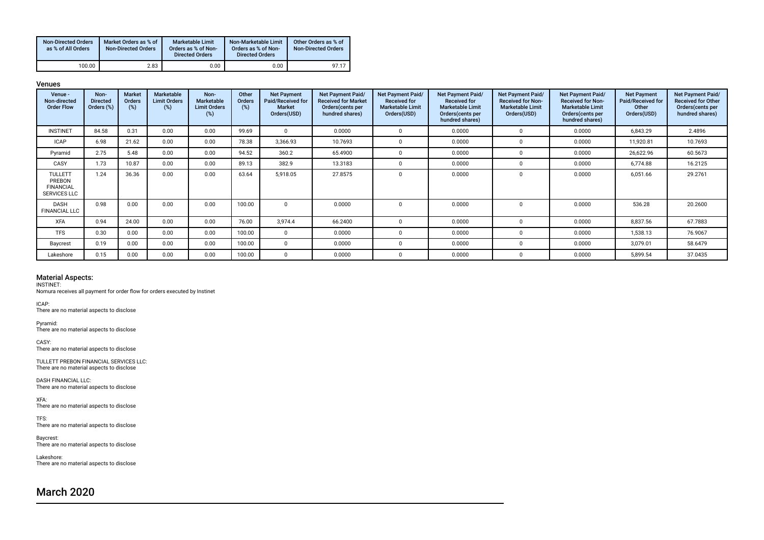| Non-Directed Orders as % of All Orders | Market Orders as % of Non-Directed Orders | Marketable Limit Orders as % of Non-Directed Orders | Non-Marketable Limit Orders as % of Non-Directed Orders | Other Orders as % of Non-Directed Orders |
|---|---|---|---|---|
| 100.00 | 2.83 | 0.00 | 0.00 | 97.17 |

### Venues

| Venue - Non-directed Order Flow | Non-Directed Orders (%) | Market Orders (%) | Marketable Limit Orders (%) | Non-Marketable Limit Orders (%) | Other Orders (%) | Net Payment Paid/Received for Market Orders(USD) | Net Payment Paid/Received for Market Orders(cents per hundred shares) | Net Payment Paid/Received for Marketable Limit Orders(USD) | Net Payment Paid/Received for Marketable Limit Orders(cents per hundred shares) | Net Payment Paid/Received for Non-Marketable Limit Orders(USD) | Net Payment Paid/Received for Non-Marketable Limit Orders(cents per hundred shares) | Net Payment Paid/Received for Other Orders(USD) | Net Payment Paid/Received for Other Orders(cents per hundred shares) |
|---|---|---|---|---|---|---|---|---|---|---|---|---|---|
| INSTINET | 84.58 | 0.31 | 0.00 | 0.00 | 99.69 | 0 | 0.0000 | 0 | 0.0000 | 0 | 0.0000 | 6,843.29 | 2.4896 |
| ICAP | 6.98 | 21.62 | 0.00 | 0.00 | 78.38 | 3,366.93 | 10.7693 | 0 | 0.0000 | 0 | 0.0000 | 11,920.81 | 10.7693 |
| Pyramid | 2.75 | 5.48 | 0.00 | 0.00 | 94.52 | 360.2 | 65.4900 | 0 | 0.0000 | 0 | 0.0000 | 26,622.96 | 60.5673 |
| CASY | 1.73 | 10.87 | 0.00 | 0.00 | 89.13 | 382.9 | 13.3183 | 0 | 0.0000 | 0 | 0.0000 | 6,774.88 | 16.2125 |
| TULLETT PREBON FINANCIAL SERVICES LLC | 1.24 | 36.36 | 0.00 | 0.00 | 63.64 | 5,918.05 | 27.8575 | 0 | 0.0000 | 0 | 0.0000 | 6,051.66 | 29.2761 |
| DASH FINANCIAL LLC | 0.98 | 0.00 | 0.00 | 0.00 | 100.00 | 0 | 0.0000 | 0 | 0.0000 | 0 | 0.0000 | 536.28 | 20.2600 |
| XFA | 0.94 | 24.00 | 0.00 | 0.00 | 76.00 | 3,974.4 | 66.2400 | 0 | 0.0000 | 0 | 0.0000 | 8,837.56 | 67.7883 |
| TFS | 0.30 | 0.00 | 0.00 | 0.00 | 100.00 | 0 | 0.0000 | 0 | 0.0000 | 0 | 0.0000 | 1,538.13 | 76.9067 |
| Baycrest | 0.19 | 0.00 | 0.00 | 0.00 | 100.00 | 0 | 0.0000 | 0 | 0.0000 | 0 | 0.0000 | 3,079.01 | 58.6479 |
| Lakeshore | 0.15 | 0.00 | 0.00 | 0.00 | 100.00 | 0 | 0.0000 | 0 | 0.0000 | 0 | 0.0000 | 5,899.54 | 37.0435 |

### Material Aspects:

INSTINET:
Nomura receives all payment for order flow for orders executed by Instinet

ICAP:
There are no material aspects to disclose

Pyramid:
There are no material aspects to disclose

CASY:
There are no material aspects to disclose

TULLETT PREBON FINANCIAL SERVICES LLC:
There are no material aspects to disclose

DASH FINANCIAL LLC:
There are no material aspects to disclose

XFA:
There are no material aspects to disclose

TFS:
There are no material aspects to disclose

Baycrest:
There are no material aspects to disclose

Lakeshore:
There are no material aspects to disclose

## March 2020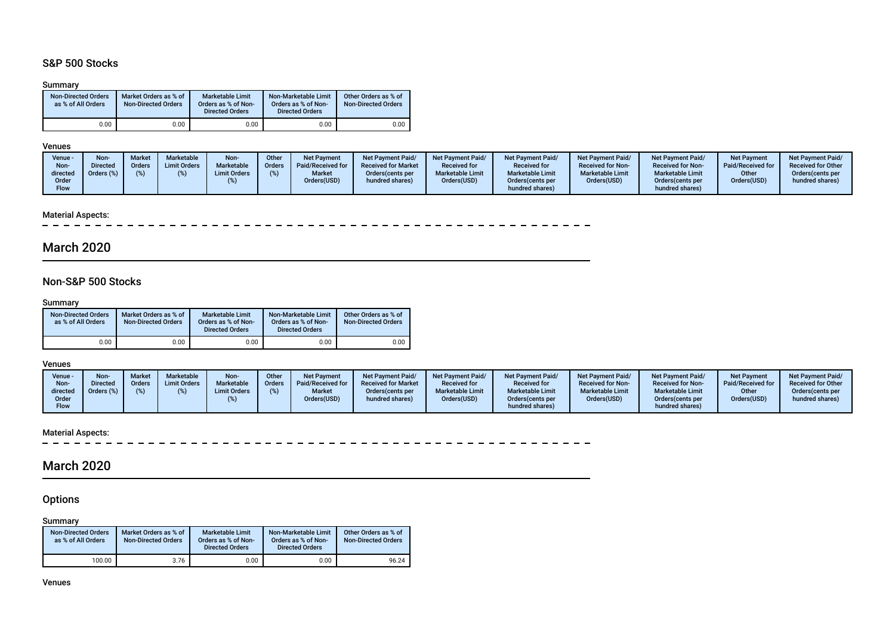### S&P 500 Stocks

Summary

| Non-Directed Orders as % of All Orders | Market Orders as % of Non-Directed Orders | Marketable Limit Orders as % of Non-Directed Orders | Non-Marketable Limit Orders as % of Non-Directed Orders | Other Orders as % of Non-Directed Orders |
|---|---|---|---|---|
| 0.00 | 0.00 | 0.00 | 0.00 | 0.00 |

Venues

| Venue - Non-directed Order Flow | Non-Directed Orders (%) | Market Orders (%) | Marketable Limit Orders (%) | Non-Marketable Limit Orders (%) | Other Orders (%) | Net Payment Paid/Received for Market Orders(USD) | Net Payment Paid/ Received for Market Orders(cents per hundred shares) | Net Payment Paid/ Received for Marketable Limit Orders(USD) | Net Payment Paid/ Received for Marketable Limit Orders(cents per hundred shares) | Net Payment Paid/ Received for Non-Marketable Limit Orders(USD) | Net Payment Paid/ Received for Non-Marketable Limit Orders(cents per hundred shares) | Net Payment Paid/Received for Other Orders(USD) | Net Payment Paid/ Received for Other Orders(cents per hundred shares) |
|---|---|---|---|---|---|---|---|---|---|---|---|---|---|

Material Aspects:

## March 2020

### Non-S&P 500 Stocks

Summary

| Non-Directed Orders as % of All Orders | Market Orders as % of Non-Directed Orders | Marketable Limit Orders as % of Non-Directed Orders | Non-Marketable Limit Orders as % of Non-Directed Orders | Other Orders as % of Non-Directed Orders |
|---|---|---|---|---|
| 0.00 | 0.00 | 0.00 | 0.00 | 0.00 |

Venues

| Venue - Non-directed Order Flow | Non-Directed Orders (%) | Market Orders (%) | Marketable Limit Orders (%) | Non-Marketable Limit Orders (%) | Other Orders (%) | Net Payment Paid/Received for Market Orders(USD) | Net Payment Paid/ Received for Market Orders(cents per hundred shares) | Net Payment Paid/ Received for Marketable Limit Orders(USD) | Net Payment Paid/ Received for Marketable Limit Orders(cents per hundred shares) | Net Payment Paid/ Received for Non-Marketable Limit Orders(USD) | Net Payment Paid/ Received for Non-Marketable Limit Orders(cents per hundred shares) | Net Payment Paid/Received for Other Orders(USD) | Net Payment Paid/ Received for Other Orders(cents per hundred shares) |
|---|---|---|---|---|---|---|---|---|---|---|---|---|---|

Material Aspects:

## March 2020

### Options

Summary

| Non-Directed Orders as % of All Orders | Market Orders as % of Non-Directed Orders | Marketable Limit Orders as % of Non-Directed Orders | Non-Marketable Limit Orders as % of Non-Directed Orders | Other Orders as % of Non-Directed Orders |
|---|---|---|---|---|
| 100.00 | 3.76 | 0.00 | 0.00 | 96.24 |

Venues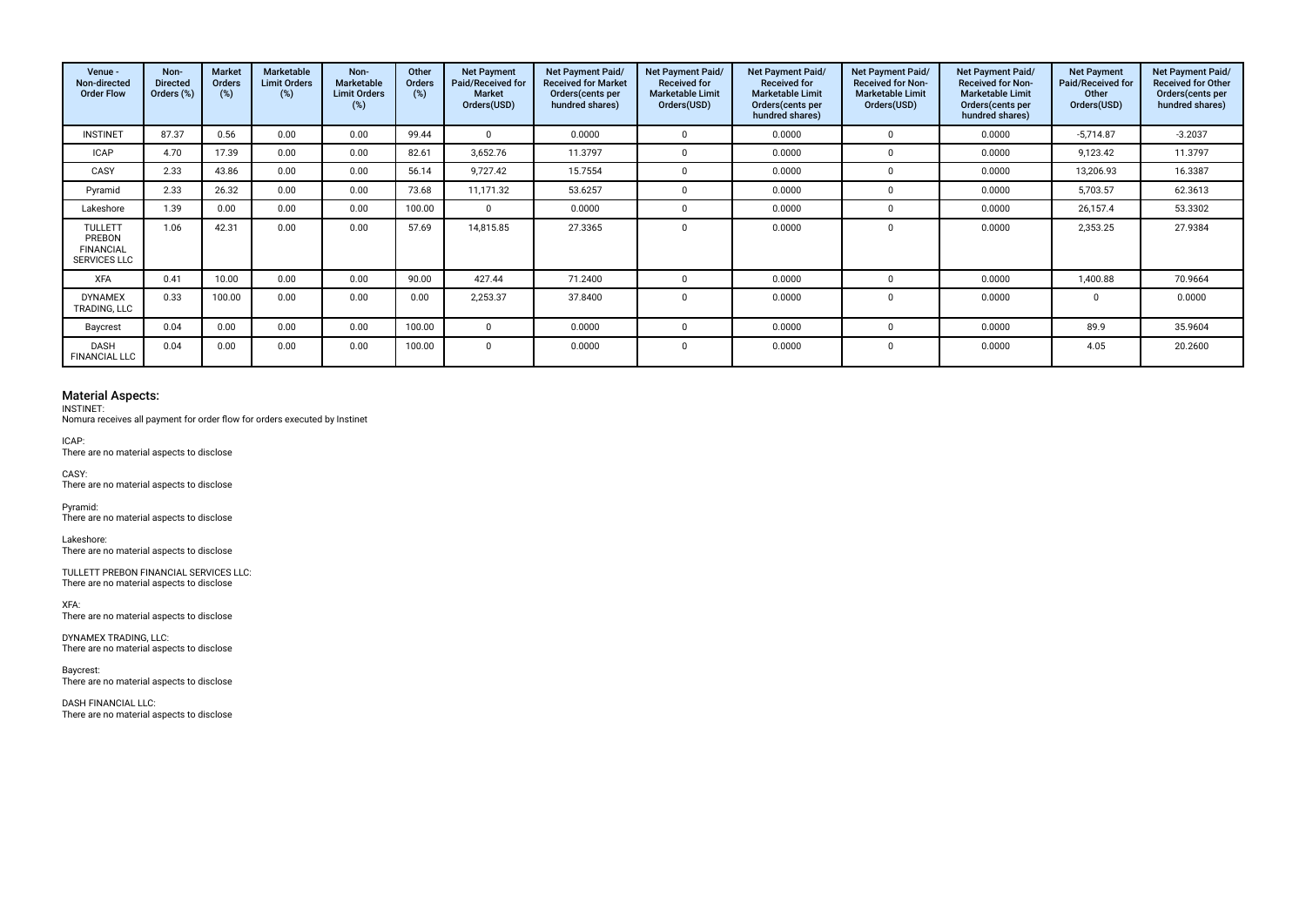| Venue - Non-directed Order Flow | Non-Directed Orders (%) | Market Orders (%) | Marketable Limit Orders (%) | Non-Marketable Limit Orders (%) | Other Orders (%) | Net Payment Paid/Received for Market Orders(USD) | Net Payment Paid/ Received for Market Orders(cents per hundred shares) | Net Payment Paid/ Received for Marketable Limit Orders(USD) | Net Payment Paid/ Received for Marketable Limit Orders(cents per hundred shares) | Net Payment Paid/ Received for Non-Marketable Limit Orders(USD) | Net Payment Paid/ Received for Non-Marketable Limit Orders(cents per hundred shares) | Net Payment Paid/Received for Other Orders(USD) | Net Payment Paid/ Received for Other Orders(cents per hundred shares) |
|---|---|---|---|---|---|---|---|---|---|---|---|---|---|
| INSTINET | 87.37 | 0.56 | 0.00 | 0.00 | 99.44 | 0 | 0.0000 | 0 | 0.0000 | 0 | 0.0000 | -5,714.87 | -3.2037 |
| ICAP | 4.70 | 17.39 | 0.00 | 0.00 | 82.61 | 3,652.76 | 11.3797 | 0 | 0.0000 | 0 | 0.0000 | 9,123.42 | 11.3797 |
| CASY | 2.33 | 43.86 | 0.00 | 0.00 | 56.14 | 9,727.42 | 15.7554 | 0 | 0.0000 | 0 | 0.0000 | 13,206.93 | 16.3387 |
| Pyramid | 2.33 | 26.32 | 0.00 | 0.00 | 73.68 | 11,171.32 | 53.6257 | 0 | 0.0000 | 0 | 0.0000 | 5,703.57 | 62.3613 |
| Lakeshore | 1.39 | 0.00 | 0.00 | 0.00 | 100.00 | 0 | 0.0000 | 0 | 0.0000 | 0 | 0.0000 | 26,157.4 | 53.3302 |
| TULLETT PREBON FINANCIAL SERVICES LLC | 1.06 | 42.31 | 0.00 | 0.00 | 57.69 | 14,815.85 | 27.3365 | 0 | 0.0000 | 0 | 0.0000 | 2,353.25 | 27.9384 |
| XFA | 0.41 | 10.00 | 0.00 | 0.00 | 90.00 | 427.44 | 71.2400 | 0 | 0.0000 | 0 | 0.0000 | 1,400.88 | 70.9664 |
| DYNAMEX TRADING, LLC | 0.33 | 100.00 | 0.00 | 0.00 | 0.00 | 2,253.37 | 37.8400 | 0 | 0.0000 | 0 | 0.0000 | 0 | 0.0000 |
| Baycrest | 0.04 | 0.00 | 0.00 | 0.00 | 100.00 | 0 | 0.0000 | 0 | 0.0000 | 0 | 0.0000 | 89.9 | 35.9604 |
| DASH FINANCIAL LLC | 0.04 | 0.00 | 0.00 | 0.00 | 100.00 | 0 | 0.0000 | 0 | 0.0000 | 0 | 0.0000 | 4.05 | 20.2600 |

## Material Aspects:

INSTINET:
Nomura receives all payment for order flow for orders executed by Instinet

ICAP:
There are no material aspects to disclose

CASY:
There are no material aspects to disclose

Pyramid:
There are no material aspects to disclose

Lakeshore:
There are no material aspects to disclose

TULLETT PREBON FINANCIAL SERVICES LLC:
There are no material aspects to disclose

XFA:
There are no material aspects to disclose

DYNAMEX TRADING, LLC:
There are no material aspects to disclose

Baycrest:
There are no material aspects to disclose

DASH FINANCIAL LLC:
There are no material aspects to disclose